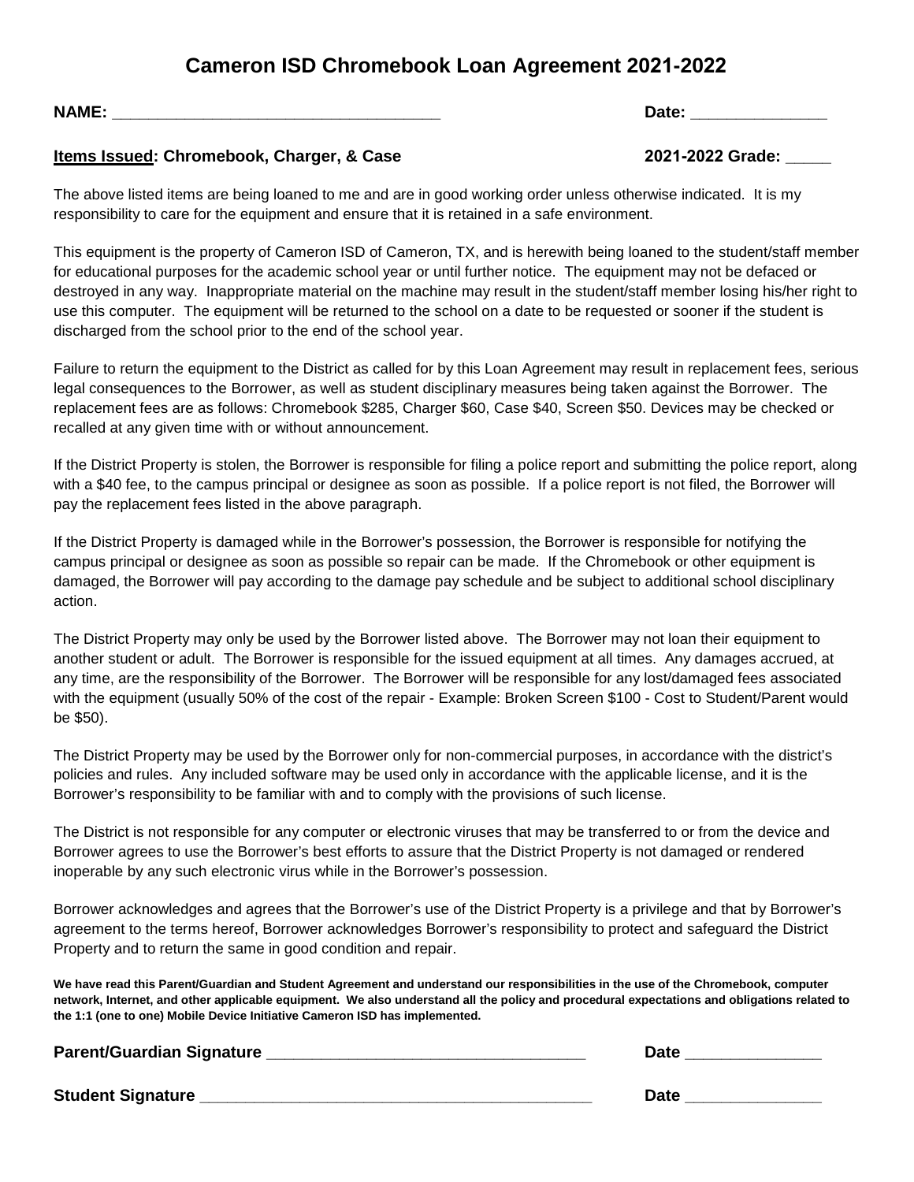# Cameron ISD Chromebook Loan Agreement 2021-2022

**NAME: ___________________________________** **Date: ______________**

**<u>Items Issued</u>: Chromebook, Charger, & Case** **2021-2022 Grade: _____**

The above listed items are being loaned to me and are in good working order unless otherwise indicated. It is my responsibility to care for the equipment and ensure that it is retained in a safe environment.

This equipment is the property of Cameron ISD of Cameron, TX, and is herewith being loaned to the student/staff member for educational purposes for the academic school year or until further notice. The equipment may not be defaced or destroyed in any way. Inappropriate material on the machine may result in the student/staff member losing his/her right to use this computer. The equipment will be returned to the school on a date to be requested or sooner if the student is discharged from the school prior to the end of the school year.

Failure to return the equipment to the District as called for by this Loan Agreement may result in replacement fees, serious legal consequences to the Borrower, as well as student disciplinary measures being taken against the Borrower. The replacement fees are as follows: Chromebook $285, Charger $60, Case $40, Screen $50. Devices may be checked or recalled at any given time with or without announcement.

If the District Property is stolen, the Borrower is responsible for filing a police report and submitting the police report, along with a $40 fee, to the campus principal or designee as soon as possible. If a police report is not filed, the Borrower will pay the replacement fees listed in the above paragraph.

If the District Property is damaged while in the Borrower's possession, the Borrower is responsible for notifying the campus principal or designee as soon as possible so repair can be made. If the Chromebook or other equipment is damaged, the Borrower will pay according to the damage pay schedule and be subject to additional school disciplinary action.

The District Property may only be used by the Borrower listed above. The Borrower may not loan their equipment to another student or adult. The Borrower is responsible for the issued equipment at all times. Any damages accrued, at any time, are the responsibility of the Borrower. The Borrower will be responsible for any lost/damaged fees associated with the equipment (usually 50% of the cost of the repair - Example: Broken Screen $100 - Cost to Student/Parent would be $50).

The District Property may be used by the Borrower only for non-commercial purposes, in accordance with the district's policies and rules. Any included software may be used only in accordance with the applicable license, and it is the Borrower's responsibility to be familiar with and to comply with the provisions of such license.

The District is not responsible for any computer or electronic viruses that may be transferred to or from the device and Borrower agrees to use the Borrower's best efforts to assure that the District Property is not damaged or rendered inoperable by any such electronic virus while in the Borrower's possession.

Borrower acknowledges and agrees that the Borrower's use of the District Property is a privilege and that by Borrower's agreement to the terms hereof, Borrower acknowledges Borrower's responsibility to protect and safeguard the District Property and to return the same in good condition and repair.

**We have read this Parent/Guardian and Student Agreement and understand our responsibilities in the use of the Chromebook, computer network, Internet, and other applicable equipment. We also understand all the policy and procedural expectations and obligations related to the 1:1 (one to one) Mobile Device Initiative Cameron ISD has implemented.**

**Parent/Guardian Signature ___________________________________** **Date ______________**

**Student Signature ____________________________________________** **Date ______________**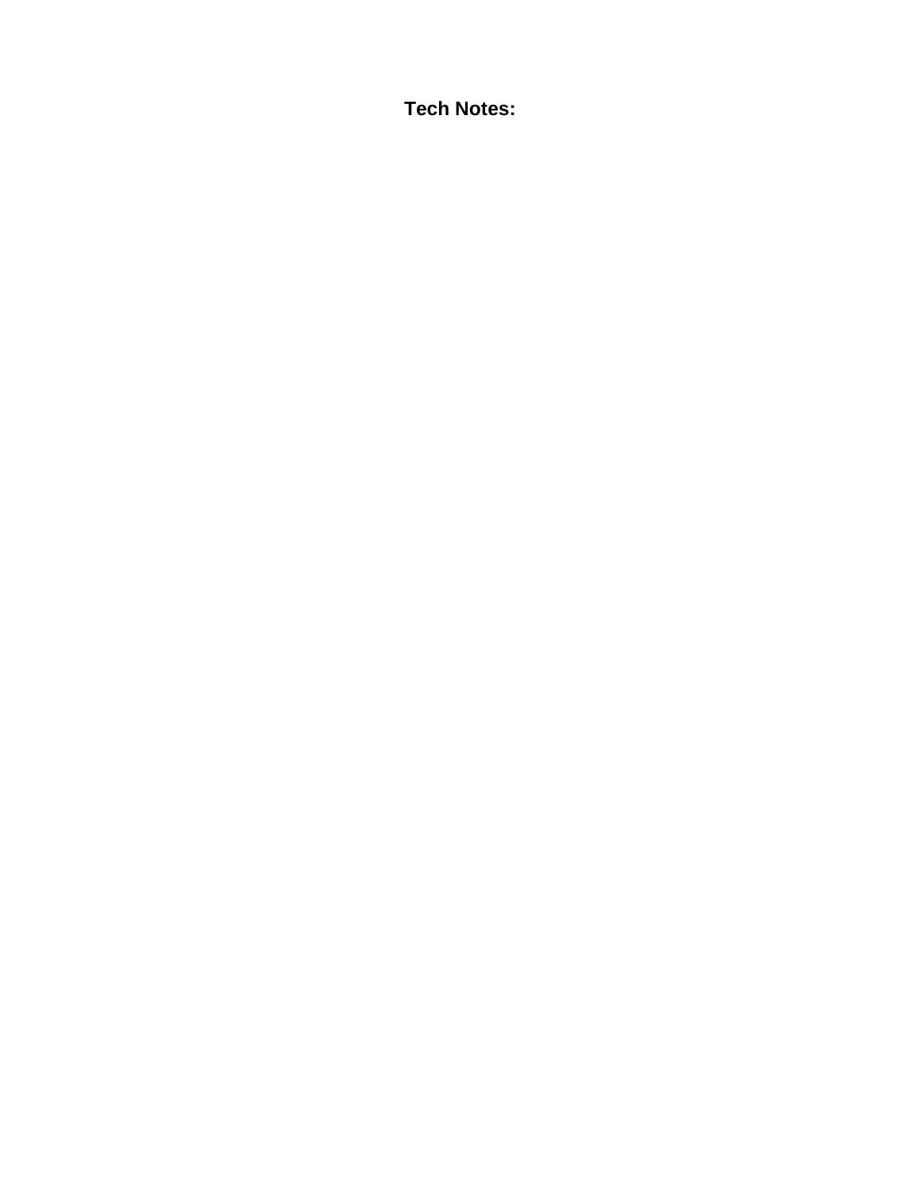**Tech Notes:**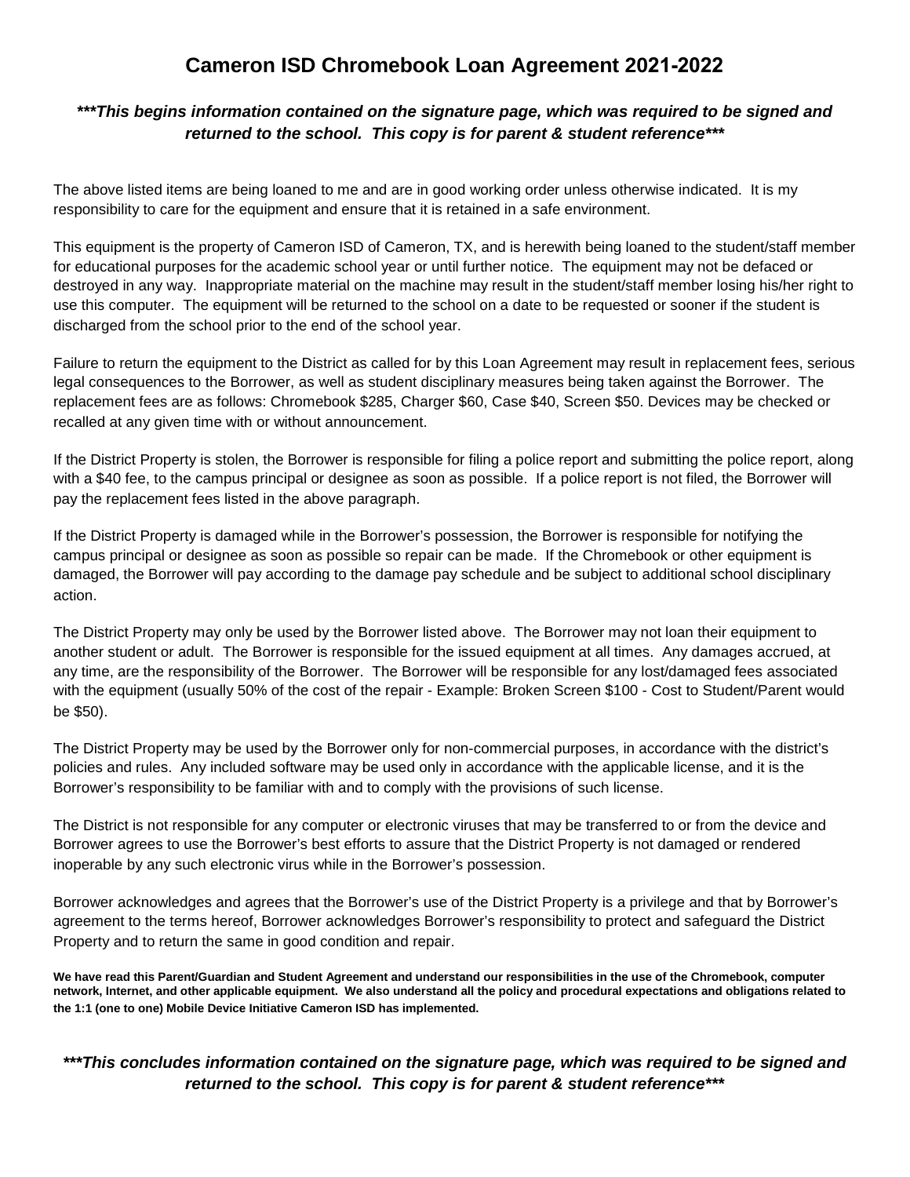# Cameron ISD Chromebook Loan Agreement 2021-2022

***\*\*\*This begins information contained on the signature page, which was required to be signed and returned to the school. This copy is for parent & student reference\*\*\****

The above listed items are being loaned to me and are in good working order unless otherwise indicated. It is my responsibility to care for the equipment and ensure that it is retained in a safe environment.

This equipment is the property of Cameron ISD of Cameron, TX, and is herewith being loaned to the student/staff member for educational purposes for the academic school year or until further notice. The equipment may not be defaced or destroyed in any way. Inappropriate material on the machine may result in the student/staff member losing his/her right to use this computer. The equipment will be returned to the school on a date to be requested or sooner if the student is discharged from the school prior to the end of the school year.

Failure to return the equipment to the District as called for by this Loan Agreement may result in replacement fees, serious legal consequences to the Borrower, as well as student disciplinary measures being taken against the Borrower. The replacement fees are as follows: Chromebook $285, Charger $60, Case $40, Screen $50. Devices may be checked or recalled at any given time with or without announcement.

If the District Property is stolen, the Borrower is responsible for filing a police report and submitting the police report, along with a $40 fee, to the campus principal or designee as soon as possible. If a police report is not filed, the Borrower will pay the replacement fees listed in the above paragraph.

If the District Property is damaged while in the Borrower's possession, the Borrower is responsible for notifying the campus principal or designee as soon as possible so repair can be made. If the Chromebook or other equipment is damaged, the Borrower will pay according to the damage pay schedule and be subject to additional school disciplinary action.

The District Property may only be used by the Borrower listed above. The Borrower may not loan their equipment to another student or adult. The Borrower is responsible for the issued equipment at all times. Any damages accrued, at any time, are the responsibility of the Borrower. The Borrower will be responsible for any lost/damaged fees associated with the equipment (usually 50% of the cost of the repair - Example: Broken Screen $100 - Cost to Student/Parent would be $50).

The District Property may be used by the Borrower only for non-commercial purposes, in accordance with the district's policies and rules. Any included software may be used only in accordance with the applicable license, and it is the Borrower's responsibility to be familiar with and to comply with the provisions of such license.

The District is not responsible for any computer or electronic viruses that may be transferred to or from the device and Borrower agrees to use the Borrower's best efforts to assure that the District Property is not damaged or rendered inoperable by any such electronic virus while in the Borrower's possession.

Borrower acknowledges and agrees that the Borrower's use of the District Property is a privilege and that by Borrower's agreement to the terms hereof, Borrower acknowledges Borrower's responsibility to protect and safeguard the District Property and to return the same in good condition and repair.

**We have read this Parent/Guardian and Student Agreement and understand our responsibilities in the use of the Chromebook, computer network, Internet, and other applicable equipment. We also understand all the policy and procedural expectations and obligations related to the 1:1 (one to one) Mobile Device Initiative Cameron ISD has implemented.**

***\*\*\*This concludes information contained on the signature page, which was required to be signed and returned to the school. This copy is for parent & student reference\*\*\****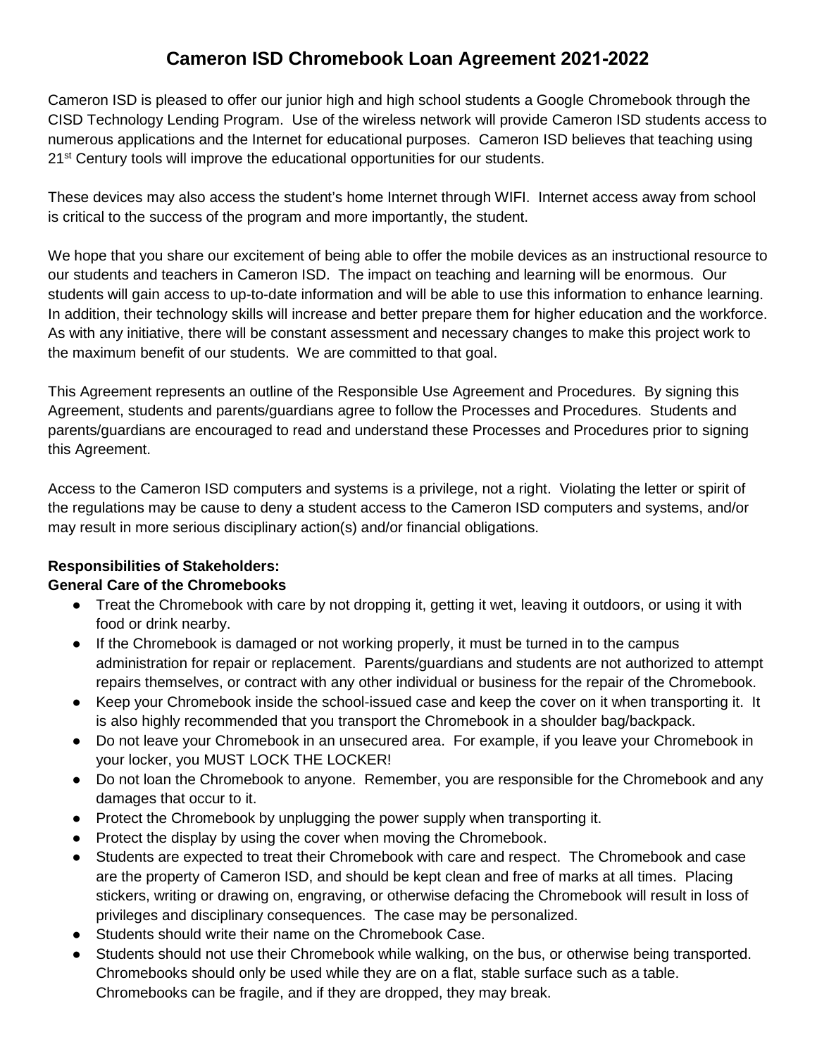# Cameron ISD Chromebook Loan Agreement 2021-2022

Cameron ISD is pleased to offer our junior high and high school students a Google Chromebook through the CISD Technology Lending Program. Use of the wireless network will provide Cameron ISD students access to numerous applications and the Internet for educational purposes. Cameron ISD believes that teaching using 21st Century tools will improve the educational opportunities for our students.

These devices may also access the student's home Internet through WIFI. Internet access away from school is critical to the success of the program and more importantly, the student.

We hope that you share our excitement of being able to offer the mobile devices as an instructional resource to our students and teachers in Cameron ISD. The impact on teaching and learning will be enormous. Our students will gain access to up-to-date information and will be able to use this information to enhance learning. In addition, their technology skills will increase and better prepare them for higher education and the workforce. As with any initiative, there will be constant assessment and necessary changes to make this project work to the maximum benefit of our students. We are committed to that goal.

This Agreement represents an outline of the Responsible Use Agreement and Procedures. By signing this Agreement, students and parents/guardians agree to follow the Processes and Procedures. Students and parents/guardians are encouraged to read and understand these Processes and Procedures prior to signing this Agreement.

Access to the Cameron ISD computers and systems is a privilege, not a right. Violating the letter or spirit of the regulations may be cause to deny a student access to the Cameron ISD computers and systems, and/or may result in more serious disciplinary action(s) and/or financial obligations.

**Responsibilities of Stakeholders:**

**General Care of the Chromebooks**

- Treat the Chromebook with care by not dropping it, getting it wet, leaving it outdoors, or using it with food or drink nearby.
- If the Chromebook is damaged or not working properly, it must be turned in to the campus administration for repair or replacement. Parents/guardians and students are not authorized to attempt repairs themselves, or contract with any other individual or business for the repair of the Chromebook.
- Keep your Chromebook inside the school-issued case and keep the cover on it when transporting it. It is also highly recommended that you transport the Chromebook in a shoulder bag/backpack.
- Do not leave your Chromebook in an unsecured area. For example, if you leave your Chromebook in your locker, you MUST LOCK THE LOCKER!
- Do not loan the Chromebook to anyone. Remember, you are responsible for the Chromebook and any damages that occur to it.
- Protect the Chromebook by unplugging the power supply when transporting it.
- Protect the display by using the cover when moving the Chromebook.
- Students are expected to treat their Chromebook with care and respect. The Chromebook and case are the property of Cameron ISD, and should be kept clean and free of marks at all times. Placing stickers, writing or drawing on, engraving, or otherwise defacing the Chromebook will result in loss of privileges and disciplinary consequences. The case may be personalized.
- Students should write their name on the Chromebook Case.
- Students should not use their Chromebook while walking, on the bus, or otherwise being transported. Chromebooks should only be used while they are on a flat, stable surface such as a table. Chromebooks can be fragile, and if they are dropped, they may break.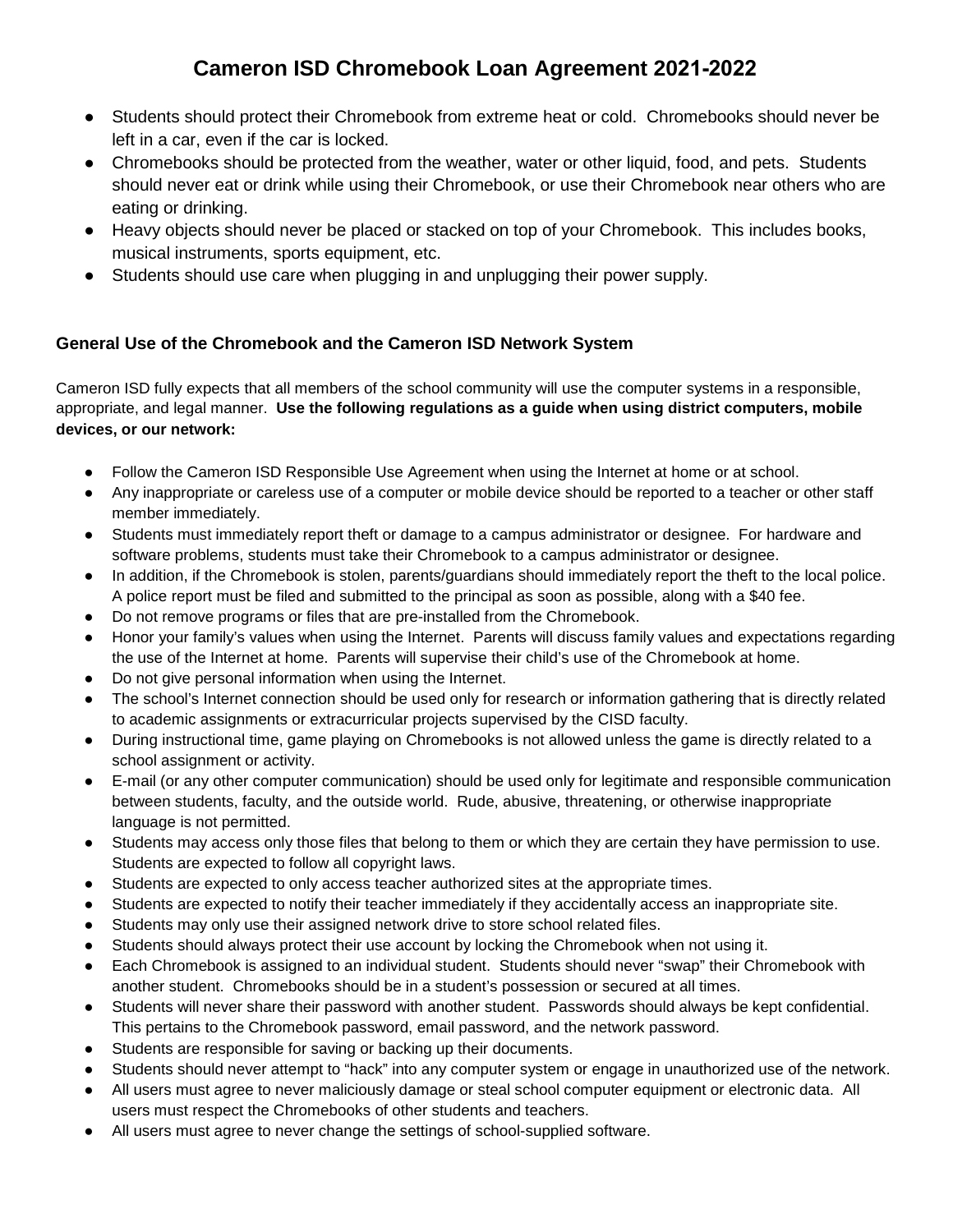# Cameron ISD Chromebook Loan Agreement 2021-2022

- Students should protect their Chromebook from extreme heat or cold. Chromebooks should never be left in a car, even if the car is locked.
- Chromebooks should be protected from the weather, water or other liquid, food, and pets. Students should never eat or drink while using their Chromebook, or use their Chromebook near others who are eating or drinking.
- Heavy objects should never be placed or stacked on top of your Chromebook. This includes books, musical instruments, sports equipment, etc.
- Students should use care when plugging in and unplugging their power supply.

### General Use of the Chromebook and the Cameron ISD Network System

Cameron ISD fully expects that all members of the school community will use the computer systems in a responsible, appropriate, and legal manner. **Use the following regulations as a guide when using district computers, mobile devices, or our network:**

- Follow the Cameron ISD Responsible Use Agreement when using the Internet at home or at school.
- Any inappropriate or careless use of a computer or mobile device should be reported to a teacher or other staff member immediately.
- Students must immediately report theft or damage to a campus administrator or designee. For hardware and software problems, students must take their Chromebook to a campus administrator or designee.
- In addition, if the Chromebook is stolen, parents/guardians should immediately report the theft to the local police. A police report must be filed and submitted to the principal as soon as possible, along with a $40 fee.
- Do not remove programs or files that are pre-installed from the Chromebook.
- Honor your family's values when using the Internet. Parents will discuss family values and expectations regarding the use of the Internet at home. Parents will supervise their child's use of the Chromebook at home.
- Do not give personal information when using the Internet.
- The school's Internet connection should be used only for research or information gathering that is directly related to academic assignments or extracurricular projects supervised by the CISD faculty.
- During instructional time, game playing on Chromebooks is not allowed unless the game is directly related to a school assignment or activity.
- E-mail (or any other computer communication) should be used only for legitimate and responsible communication between students, faculty, and the outside world. Rude, abusive, threatening, or otherwise inappropriate language is not permitted.
- Students may access only those files that belong to them or which they are certain they have permission to use. Students are expected to follow all copyright laws.
- Students are expected to only access teacher authorized sites at the appropriate times.
- Students are expected to notify their teacher immediately if they accidentally access an inappropriate site.
- Students may only use their assigned network drive to store school related files.
- Students should always protect their use account by locking the Chromebook when not using it.
- Each Chromebook is assigned to an individual student. Students should never "swap" their Chromebook with another student. Chromebooks should be in a student's possession or secured at all times.
- Students will never share their password with another student. Passwords should always be kept confidential. This pertains to the Chromebook password, email password, and the network password.
- Students are responsible for saving or backing up their documents.
- Students should never attempt to "hack" into any computer system or engage in unauthorized use of the network.
- All users must agree to never maliciously damage or steal school computer equipment or electronic data. All users must respect the Chromebooks of other students and teachers.
- All users must agree to never change the settings of school-supplied software.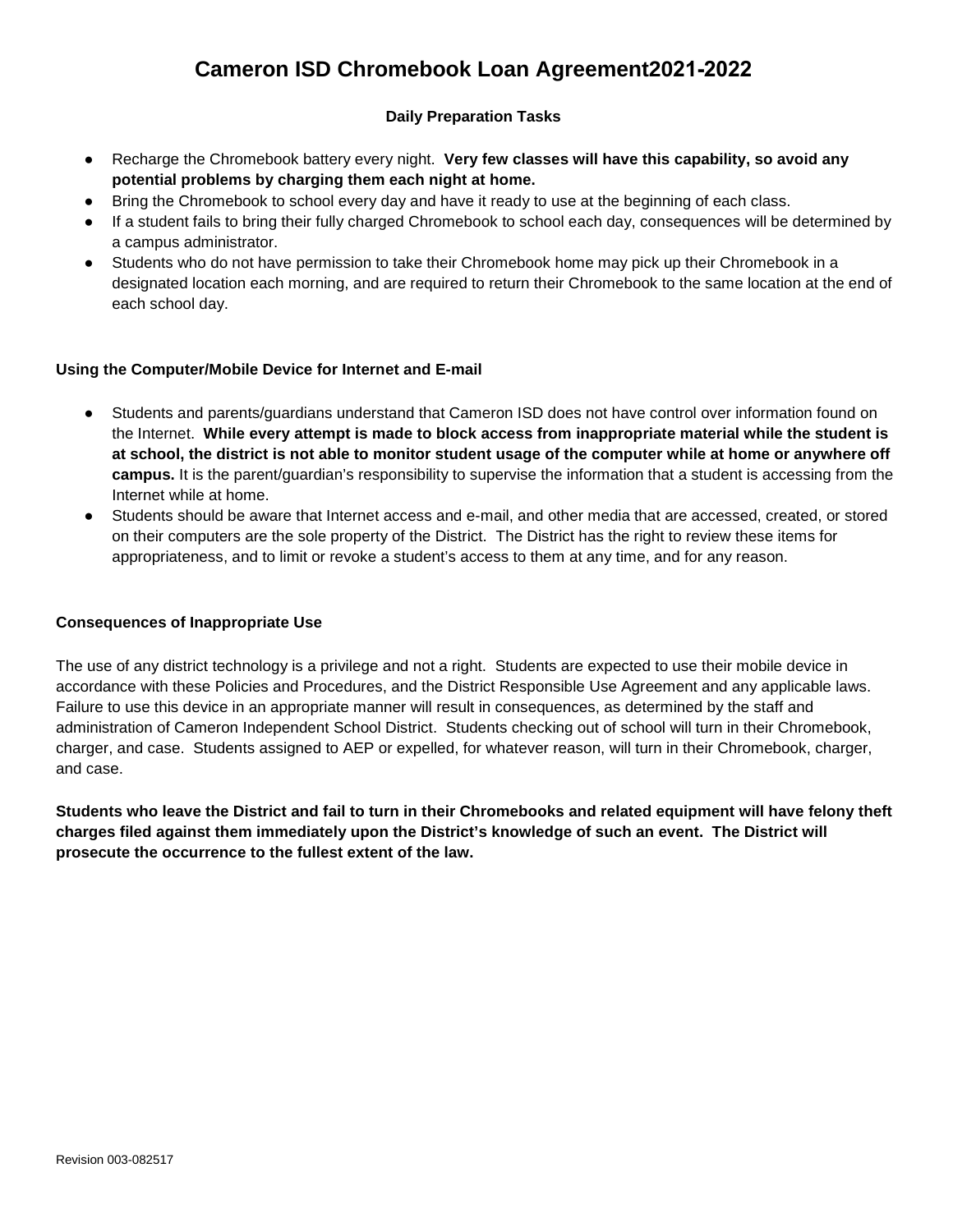# Cameron ISD Chromebook Loan Agreement2021-2022

**Daily Preparation Tasks**

- Recharge the Chromebook battery every night. **Very few classes will have this capability, so avoid any potential problems by charging them each night at home.**
- Bring the Chromebook to school every day and have it ready to use at the beginning of each class.
- If a student fails to bring their fully charged Chromebook to school each day, consequences will be determined by a campus administrator.
- Students who do not have permission to take their Chromebook home may pick up their Chromebook in a designated location each morning, and are required to return their Chromebook to the same location at the end of each school day.

**Using the Computer/Mobile Device for Internet and E-mail**

- Students and parents/guardians understand that Cameron ISD does not have control over information found on the Internet. **While every attempt is made to block access from inappropriate material while the student is at school, the district is not able to monitor student usage of the computer while at home or anywhere off campus.** It is the parent/guardian's responsibility to supervise the information that a student is accessing from the Internet while at home.
- Students should be aware that Internet access and e-mail, and other media that are accessed, created, or stored on their computers are the sole property of the District. The District has the right to review these items for appropriateness, and to limit or revoke a student's access to them at any time, and for any reason.

**Consequences of Inappropriate Use**

The use of any district technology is a privilege and not a right. Students are expected to use their mobile device in accordance with these Policies and Procedures, and the District Responsible Use Agreement and any applicable laws. Failure to use this device in an appropriate manner will result in consequences, as determined by the staff and administration of Cameron Independent School District. Students checking out of school will turn in their Chromebook, charger, and case. Students assigned to AEP or expelled, for whatever reason, will turn in their Chromebook, charger, and case.

**Students who leave the District and fail to turn in their Chromebooks and related equipment will have felony theft charges filed against them immediately upon the District's knowledge of such an event. The District will prosecute the occurrence to the fullest extent of the law.**

Revision 003-082517